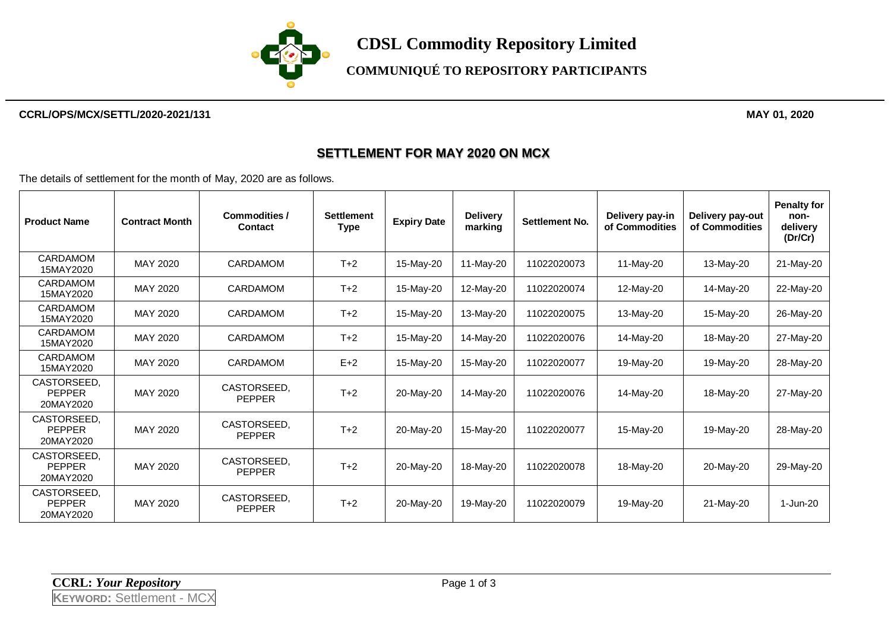# CDSL Commodity Repository Limited

## COMMUNIQUÉ TO REPOSITORY PARTICIPANTS

**CCRL/OPS/MCX/SETTL/2020-2021/131** **MAY 01, 2020**

## SETTLEMENT FOR MAY 2020 ON MCX

The details of settlement for the month of May, 2020 are as follows.

| Product Name | Contract Month | Commodities / Contact | Settlement Type | Expiry Date | Delivery marking | Settlement No. | Delivery pay-in of Commodities | Delivery pay-out of Commodities | Penalty for non-delivery (Dr/Cr) |
|---|---|---|---|---|---|---|---|---|---|
| CARDAMOM 15MAY2020 | MAY 2020 | CARDAMOM | T+2 | 15-May-20 | 11-May-20 | 11022020073 | 11-May-20 | 13-May-20 | 21-May-20 |
| CARDAMOM 15MAY2020 | MAY 2020 | CARDAMOM | T+2 | 15-May-20 | 12-May-20 | 11022020074 | 12-May-20 | 14-May-20 | 22-May-20 |
| CARDAMOM 15MAY2020 | MAY 2020 | CARDAMOM | T+2 | 15-May-20 | 13-May-20 | 11022020075 | 13-May-20 | 15-May-20 | 26-May-20 |
| CARDAMOM 15MAY2020 | MAY 2020 | CARDAMOM | T+2 | 15-May-20 | 14-May-20 | 11022020076 | 14-May-20 | 18-May-20 | 27-May-20 |
| CARDAMOM 15MAY2020 | MAY 2020 | CARDAMOM | E+2 | 15-May-20 | 15-May-20 | 11022020077 | 19-May-20 | 19-May-20 | 28-May-20 |
| CASTORSEED, PEPPER 20MAY2020 | MAY 2020 | CASTORSEED, PEPPER | T+2 | 20-May-20 | 14-May-20 | 11022020076 | 14-May-20 | 18-May-20 | 27-May-20 |
| CASTORSEED, PEPPER 20MAY2020 | MAY 2020 | CASTORSEED, PEPPER | T+2 | 20-May-20 | 15-May-20 | 11022020077 | 15-May-20 | 19-May-20 | 28-May-20 |
| CASTORSEED, PEPPER 20MAY2020 | MAY 2020 | CASTORSEED, PEPPER | T+2 | 20-May-20 | 18-May-20 | 11022020078 | 18-May-20 | 20-May-20 | 29-May-20 |
| CASTORSEED, PEPPER 20MAY2020 | MAY 2020 | CASTORSEED, PEPPER | T+2 | 20-May-20 | 19-May-20 | 11022020079 | 19-May-20 | 21-May-20 | 1-Jun-20 |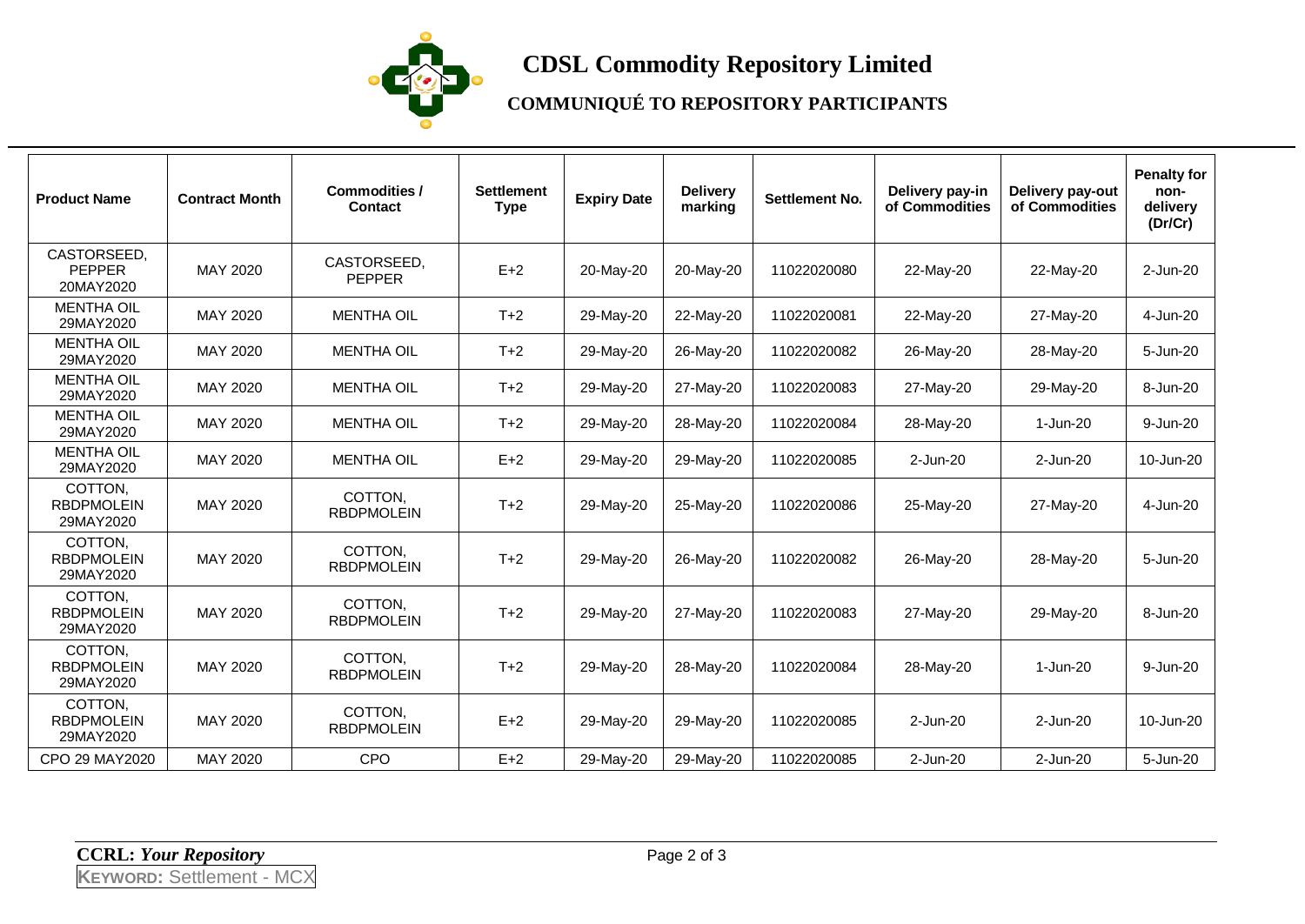# CDSL Commodity Repository Limited

## COMMUNIQUÉ TO REPOSITORY PARTICIPANTS

| Product Name | Contract Month | Commodities / Contact | Settlement Type | Expiry Date | Delivery marking | Settlement No. | Delivery pay-in of Commodities | Delivery pay-out of Commodities | Penalty for non-delivery (Dr/Cr) |
|---|---|---|---|---|---|---|---|---|---|
| CASTORSEED, PEPPER 20MAY2020 | MAY 2020 | CASTORSEED, PEPPER | E+2 | 20-May-20 | 20-May-20 | 11022020080 | 22-May-20 | 22-May-20 | 2-Jun-20 |
| MENTHA OIL 29MAY2020 | MAY 2020 | MENTHA OIL | T+2 | 29-May-20 | 22-May-20 | 11022020081 | 22-May-20 | 27-May-20 | 4-Jun-20 |
| MENTHA OIL 29MAY2020 | MAY 2020 | MENTHA OIL | T+2 | 29-May-20 | 26-May-20 | 11022020082 | 26-May-20 | 28-May-20 | 5-Jun-20 |
| MENTHA OIL 29MAY2020 | MAY 2020 | MENTHA OIL | T+2 | 29-May-20 | 27-May-20 | 11022020083 | 27-May-20 | 29-May-20 | 8-Jun-20 |
| MENTHA OIL 29MAY2020 | MAY 2020 | MENTHA OIL | T+2 | 29-May-20 | 28-May-20 | 11022020084 | 28-May-20 | 1-Jun-20 | 9-Jun-20 |
| MENTHA OIL 29MAY2020 | MAY 2020 | MENTHA OIL | E+2 | 29-May-20 | 29-May-20 | 11022020085 | 2-Jun-20 | 2-Jun-20 | 10-Jun-20 |
| COTTON, RBDPMOLEIN 29MAY2020 | MAY 2020 | COTTON, RBDPMOLEIN | T+2 | 29-May-20 | 25-May-20 | 11022020086 | 25-May-20 | 27-May-20 | 4-Jun-20 |
| COTTON, RBDPMOLEIN 29MAY2020 | MAY 2020 | COTTON, RBDPMOLEIN | T+2 | 29-May-20 | 26-May-20 | 11022020082 | 26-May-20 | 28-May-20 | 5-Jun-20 |
| COTTON, RBDPMOLEIN 29MAY2020 | MAY 2020 | COTTON, RBDPMOLEIN | T+2 | 29-May-20 | 27-May-20 | 11022020083 | 27-May-20 | 29-May-20 | 8-Jun-20 |
| COTTON, RBDPMOLEIN 29MAY2020 | MAY 2020 | COTTON, RBDPMOLEIN | T+2 | 29-May-20 | 28-May-20 | 11022020084 | 28-May-20 | 1-Jun-20 | 9-Jun-20 |
| COTTON, RBDPMOLEIN 29MAY2020 | MAY 2020 | COTTON, RBDPMOLEIN | E+2 | 29-May-20 | 29-May-20 | 11022020085 | 2-Jun-20 | 2-Jun-20 | 10-Jun-20 |
| CPO 29 MAY2020 | MAY 2020 | CPO | E+2 | 29-May-20 | 29-May-20 | 11022020085 | 2-Jun-20 | 2-Jun-20 | 5-Jun-20 |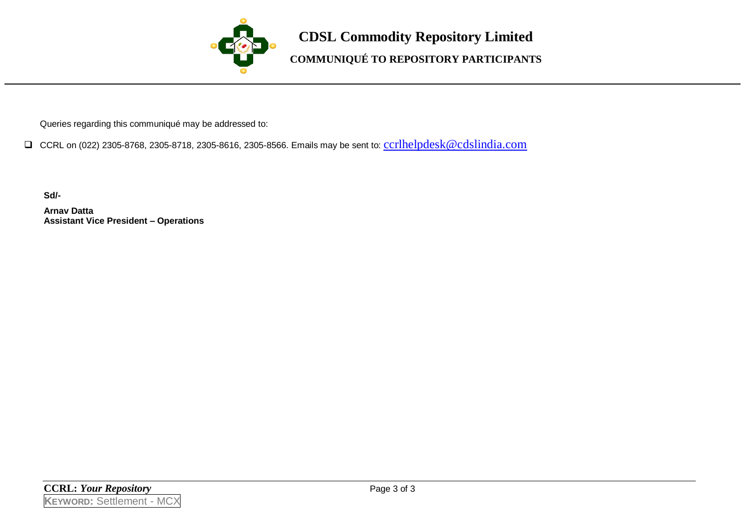Queries regarding this communiqué may be addressed to:

- CCRL on (022) 2305-8768, 2305-8718, 2305-8616, 2305-8566. Emails may be sent to: ccrlhelpdesk@cdslindia.com

**Sd/-**

**Arnav Datta**
**Assistant Vice President – Operations**

**KEYWORD:** Settlement - MCX